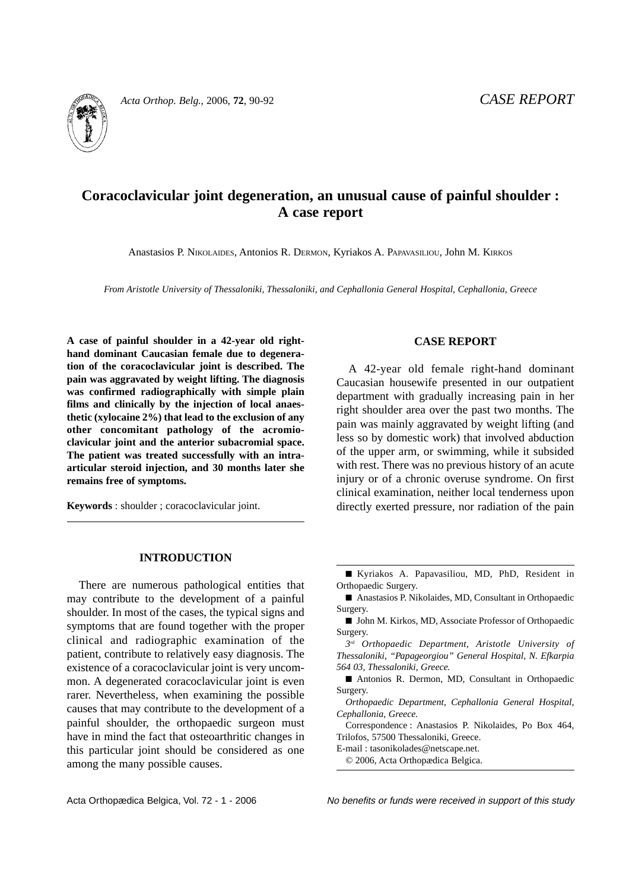*CASE REPORT*

# Coracoclavicular joint degeneration, an unusual cause of painful shoulder : A case report

Anastasios P. Nikolaides, Antonios R. Dermon, Kyriakos A. Papavasiliou, John M. Kirkos

*From Aristotle University of Thessaloniki, Thessaloniki, and Cephallonia General Hospital, Cephallonia, Greece*

**A case of painful shoulder in a 42-year old right-hand dominant Caucasian female due to degeneration of the coracoclavicular joint is described. The pain was aggravated by weight lifting. The diagnosis was confirmed radiographically with simple plain films and clinically by the injection of local anaesthetic (xylocaine 2%) that lead to the exclusion of any other concomitant pathology of the acromioclavicular joint and the anterior subacromial space. The patient was treated successfully with an intra-articular steroid injection, and 30 months later she remains free of symptoms.**

**Keywords** : shoulder ; coracoclavicular joint.

## INTRODUCTION

There are numerous pathological entities that may contribute to the development of a painful shoulder. In most of the cases, the typical signs and symptoms that are found together with the proper clinical and radiographic examination of the patient, contribute to relatively easy diagnosis. The existence of a coracoclavicular joint is very uncommon. A degenerated coracoclavicular joint is even rarer. Nevertheless, when examining the possible causes that may contribute to the development of a painful shoulder, the orthopaedic surgeon must have in mind the fact that osteoarthritic changes in this particular joint should be considered as one among the many possible causes.

## CASE REPORT

A 42-year old female right-hand dominant Caucasian housewife presented in our outpatient department with gradually increasing pain in her right shoulder area over the past two months. The pain was mainly aggravated by weight lifting (and less so by domestic work) that involved abduction of the upper arm, or swimming, while it subsided with rest. There was no previous history of an acute injury or of a chronic overuse syndrome. On first clinical examination, neither local tenderness upon directly exerted pressure, nor radiation of the pain

---

■ Kyriakos A. Papavasiliou, MD, PhD, Resident in Orthopaedic Surgery.

■ Anastasios P. Nikolaides, MD, Consultant in Orthopaedic Surgery.

■ John M. Kirkos, MD, Associate Professor of Orthopaedic Surgery.

*3rd Orthopaedic Department, Aristotle University of Thessaloniki, "Papageorgiou" General Hospital, N. Efkarpia 564 03, Thessaloniki, Greece.*

■ Antonios R. Dermon, MD, Consultant in Orthopaedic Surgery.

*Orthopaedic Department, Cephallonia General Hospital, Cephallonia, Greece.*

Correspondence : Anastasios P. Nikolaides, Po Box 464, Trilofos, 57500 Thessaloniki, Greece.

E-mail : tasonikolades@netscape.net.

© 2006, Acta Orthopædica Belgica.

*No benefits or funds were received in support of this study*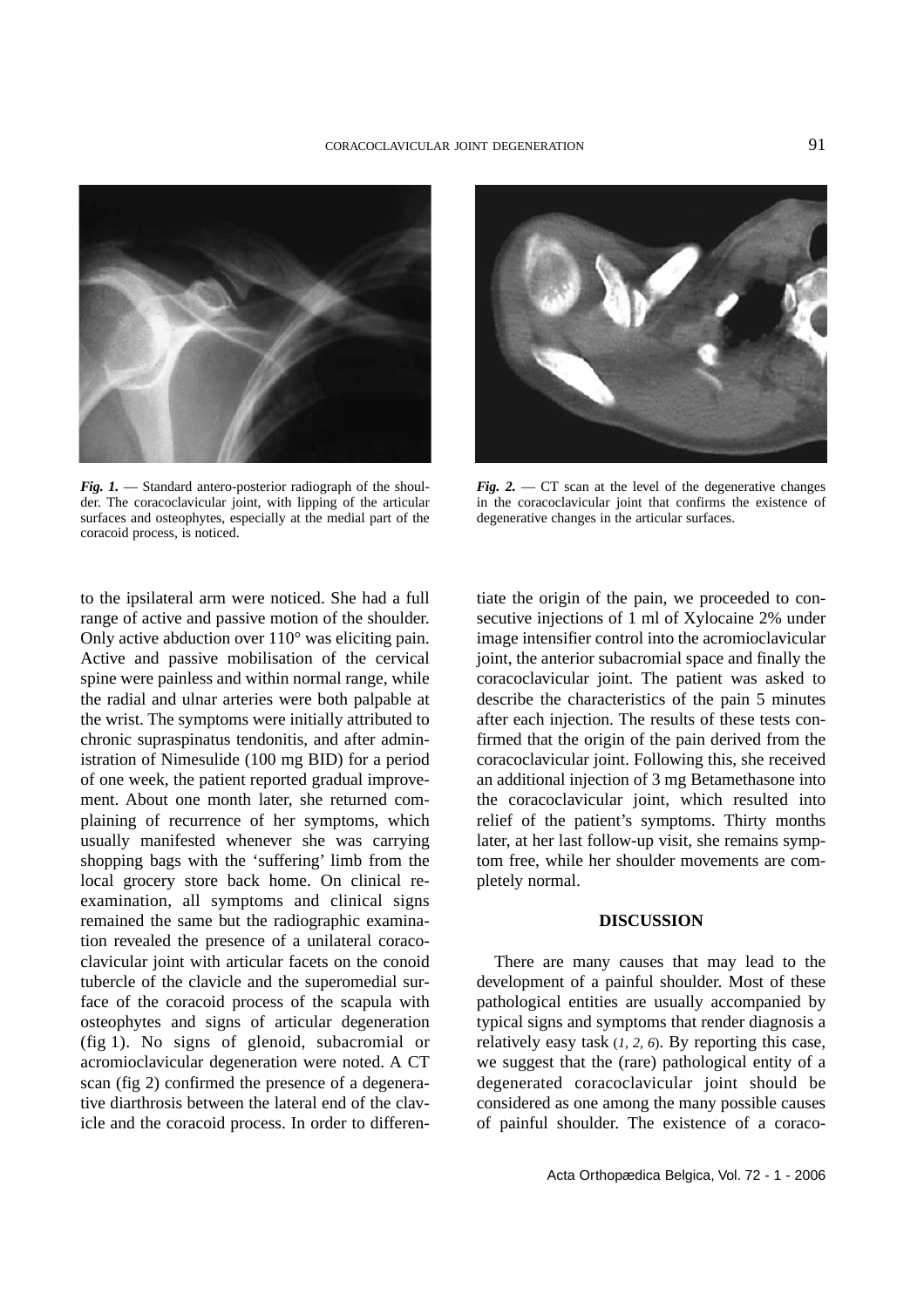*Fig. 1.* — Standard antero-posterior radiograph of the shoulder. The coracoclavicular joint, with lipping of the articular surfaces and osteophytes, especially at the medial part of the coracoid process, is noticed.

*Fig. 2.* — CT scan at the level of the degenerative changes in the coracoclavicular joint that confirms the existence of degenerative changes in the articular surfaces.

to the ipsilateral arm were noticed. She had a full range of active and passive motion of the shoulder. Only active abduction over 110° was eliciting pain. Active and passive mobilisation of the cervical spine were painless and within normal range, while the radial and ulnar arteries were both palpable at the wrist. The symptoms were initially attributed to chronic supraspinatus tendonitis, and after administration of Nimesulide (100 mg BID) for a period of one week, the patient reported gradual improvement. About one month later, she returned complaining of recurrence of her symptoms, which usually manifested whenever she was carrying shopping bags with the 'suffering' limb from the local grocery store back home. On clinical re-examination, all symptoms and clinical signs remained the same but the radiographic examination revealed the presence of a unilateral coracoclavicular joint with articular facets on the conoid tubercle of the clavicle and the superomedial surface of the coracoid process of the scapula with osteophytes and signs of articular degeneration (fig 1). No signs of glenoid, subacromial or acromioclavicular degeneration were noted. A CT scan (fig 2) confirmed the presence of a degenerative diarthrosis between the lateral end of the clavicle and the coracoid process. In order to differentiate the origin of the pain, we proceeded to consecutive injections of 1 ml of Xylocaine 2% under image intensifier control into the acromioclavicular joint, the anterior subacromial space and finally the coracoclavicular joint. The patient was asked to describe the characteristics of the pain 5 minutes after each injection. The results of these tests confirmed that the origin of the pain derived from the coracoclavicular joint. Following this, she received an additional injection of 3 mg Betamethasone into the coracoclavicular joint, which resulted into relief of the patient's symptoms. Thirty months later, at her last follow-up visit, she remains symptom free, while her shoulder movements are completely normal.

## DISCUSSION

There are many causes that may lead to the development of a painful shoulder. Most of these pathological entities are usually accompanied by typical signs and symptoms that render diagnosis a relatively easy task (*1, 2, 6*). By reporting this case, we suggest that the (rare) pathological entity of a degenerated coracoclavicular joint should be considered as one among the many possible causes of painful shoulder. The existence of a coraco-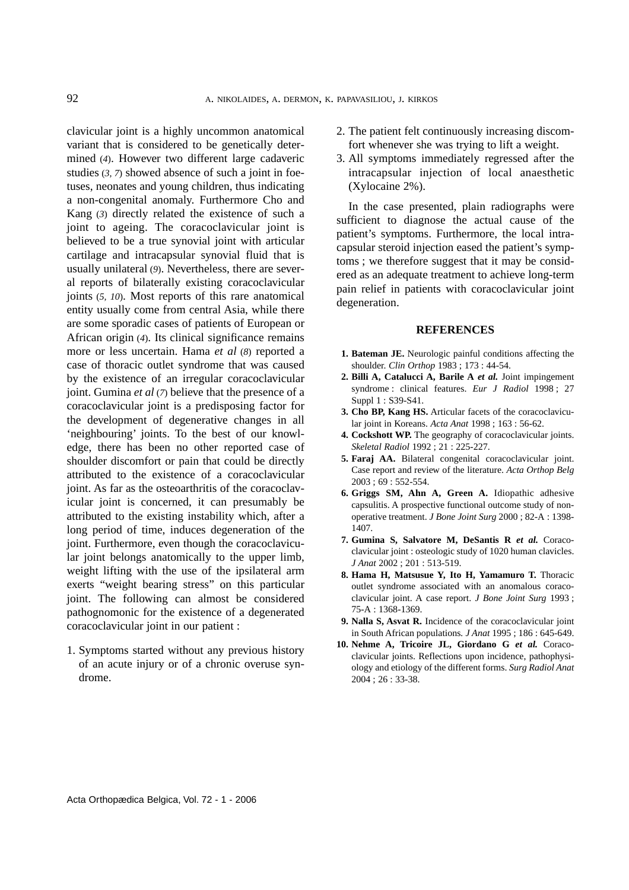clavicular joint is a highly uncommon anatomical variant that is considered to be genetically determined (*4*). However two different large cadaveric studies (*3, 7*) showed absence of such a joint in foetuses, neonates and young children, thus indicating a non-congenital anomaly. Furthermore Cho and Kang (*3*) directly related the existence of such a joint to ageing. The coracoclavicular joint is believed to be a true synovial joint with articular cartilage and intracapsular synovial fluid that is usually unilateral (*9*). Nevertheless, there are several reports of bilaterally existing coracoclavicular joints (*5, 10*). Most reports of this rare anatomical entity usually come from central Asia, while there are some sporadic cases of patients of European or African origin (*4*). Its clinical significance remains more or less uncertain. Hama *et al* (*8*) reported a case of thoracic outlet syndrome that was caused by the existence of an irregular coracoclavicular joint. Gumina *et al* (*7*) believe that the presence of a coracoclavicular joint is a predisposing factor for the development of degenerative changes in all 'neighbouring' joints. To the best of our knowledge, there has been no other reported case of shoulder discomfort or pain that could be directly attributed to the existence of a coracoclavicular joint. As far as the osteoarthritis of the coracoclavicular joint is concerned, it can presumably be attributed to the existing instability which, after a long period of time, induces degeneration of the joint. Furthermore, even though the coracoclavicular joint belongs anatomically to the upper limb, weight lifting with the use of the ipsilateral arm exerts "weight bearing stress" on this particular joint. The following can almost be considered pathognomonic for the existence of a degenerated coracoclavicular joint in our patient :

1. Symptoms started without any previous history of an acute injury or of a chronic overuse syndrome.
2. The patient felt continuously increasing discomfort whenever she was trying to lift a weight.
3. All symptoms immediately regressed after the intracapsular injection of local anaesthetic (Xylocaine 2%).

In the case presented, plain radiographs were sufficient to diagnose the actual cause of the patient's symptoms. Furthermore, the local intracapsular steroid injection eased the patient's symptoms ; we therefore suggest that it may be considered as an adequate treatment to achieve long-term pain relief in patients with coracoclavicular joint degeneration.

## REFERENCES

1. **Bateman JE.** Neurologic painful conditions affecting the shoulder. *Clin Orthop* 1983 ; 173 : 44-54.
2. **Billi A, Catalucci A, Barile A *et al.*** Joint impingement syndrome : clinical features. *Eur J Radiol* 1998 ; 27 Suppl 1 : S39-S41.
3. **Cho BP, Kang HS.** Articular facets of the coracoclavicular joint in Koreans. *Acta Anat* 1998 ; 163 : 56-62.
4. **Cockshott WP.** The geography of coracoclavicular joints. *Skeletal Radiol* 1992 ; 21 : 225-227.
5. **Faraj AA.** Bilateral congenital coracoclavicular joint. Case report and review of the literature. *Acta Orthop Belg* 2003 ; 69 : 552-554.
6. **Griggs SM, Ahn A, Green A.** Idiopathic adhesive capsulitis. A prospective functional outcome study of non-operative treatment. *J Bone Joint Surg* 2000 ; 82-A : 1398-1407.
7. **Gumina S, Salvatore M, DeSantis R *et al.*** Coracoclavicular joint : osteologic study of 1020 human clavicles. *J Anat* 2002 ; 201 : 513-519.
8. **Hama H, Matsusue Y, Ito H, Yamamuro T.** Thoracic outlet syndrome associated with an anomalous coracoclavicular joint. A case report. *J Bone Joint Surg* 1993 ; 75-A : 1368-1369.
9. **Nalla S, Asvat R.** Incidence of the coracoclavicular joint in South African populations. *J Anat* 1995 ; 186 : 645-649.
10. **Nehme A, Tricoire JL, Giordano G *et al.*** Coracoclavicular joints. Reflections upon incidence, pathophysiology and etiology of the different forms. *Surg Radiol Anat* 2004 ; 26 : 33-38.